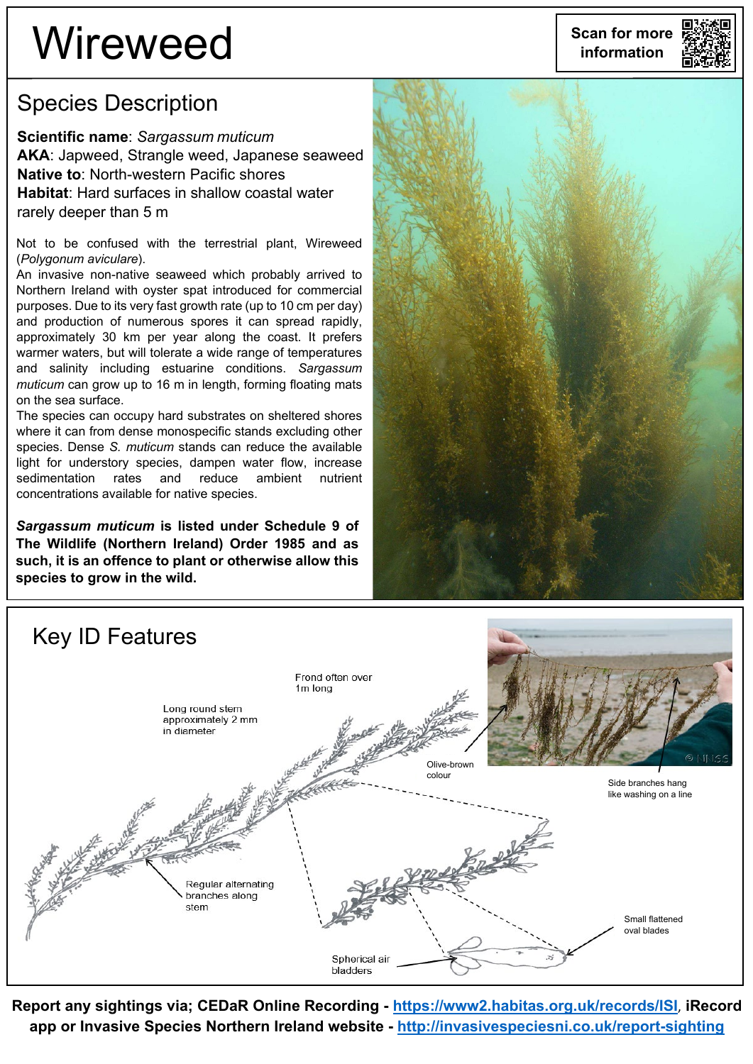# Wireweed

Scan for more information

## Species Description

**Scientific name**: *Sargassum muticum*
**AKA**: Japweed, Strangle weed, Japanese seaweed
**Native to**: North-western Pacific shores
**Habitat**: Hard surfaces in shallow coastal water rarely deeper than 5 m

Not to be confused with the terrestrial plant, Wireweed (*Polygonum aviculare*).
An invasive non-native seaweed which probably arrived to Northern Ireland with oyster spat introduced for commercial purposes. Due to its very fast growth rate (up to 10 cm per day) and production of numerous spores it can spread rapidly, approximately 30 km per year along the coast. It prefers warmer waters, but will tolerate a wide range of temperatures and salinity including estuarine conditions. *Sargassum muticum* can grow up to 16 m in length, forming floating mats on the sea surface.
The species can occupy hard substrates on sheltered shores where it can from dense monospecific stands excluding other species. Dense *S. muticum* stands can reduce the available light for understory species, dampen water flow, increase sedimentation rates and reduce ambient nutrient concentrations available for native species.

***Sargassum muticum* is listed under Schedule 9 of The Wildlife (Northern Ireland) Order 1985 and as such, it is an offence to plant or otherwise allow this species to grow in the wild.**

## Key ID Features

Frond often over 1m long

Long round stem approximately 2 mm in diameter

Olive-brown colour

Side branches hang like washing on a line

Regular alternating branches along stem

Small flattened oval blades

Spherical air bladders

© NNSS

**Report any sightings via; CEDaR Online Recording - https://www2.habitas.org.uk/records/ISI, iRecord app or Invasive Species Northern Ireland website - http://invasivespeciesni.co.uk/report-sighting**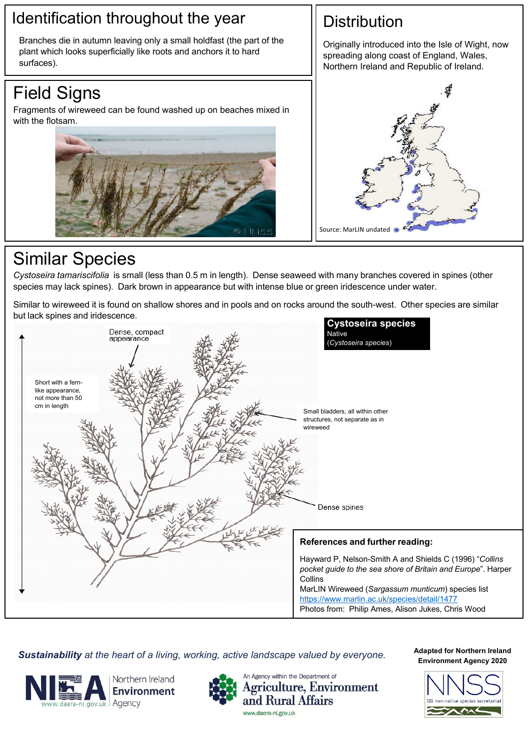## Identification throughout the year

Branches die in autumn leaving only a small holdfast (the part of the plant which looks superficially like roots and anchors it to hard surfaces).

## Field Signs

Fragments of wireweed can be found washed up on beaches mixed in with the flotsam.

© NNSS

## Distribution

Originally introduced into the Isle of Wight, now spreading along coast of England, Wales, Northern Ireland and Republic of Ireland.

Source: MarLIN undated

## Similar Species

*Cystoseira tamariscifolia* is small (less than 0.5 m in length). Dense seaweed with many branches covered in spines (other species may lack spines). Dark brown in appearance but with intense blue or green iridescence under water.

Similar to wireweed it is found on shallow shores and in pools and on rocks around the south-west. Other species are similar but lack spines and iridescence.

**Cystoseira species**
Native
(*Cystoseira species*)

Dense, compact appearance

Short with a fern-like appearance, not more than 50 cm in length

Small bladders, all within other structures, not separate as in wireweed

Dense spines

### References and further reading:

Hayward P, Nelson-Smith A and Shields C (1996) "*Collins pocket guide to the sea shore of Britain and Europe*". Harper Collins

MarLIN Wireweed (*Sargassum munticum*) species list
https://www.marlin.ac.uk/species/detail/1477

Photos from: Philip Ames, Alison Jukes, Chris Wood

***Sustainability** at the heart of a living, working, active landscape valued by everyone.*

**Adapted for Northern Ireland Environment Agency 2020**